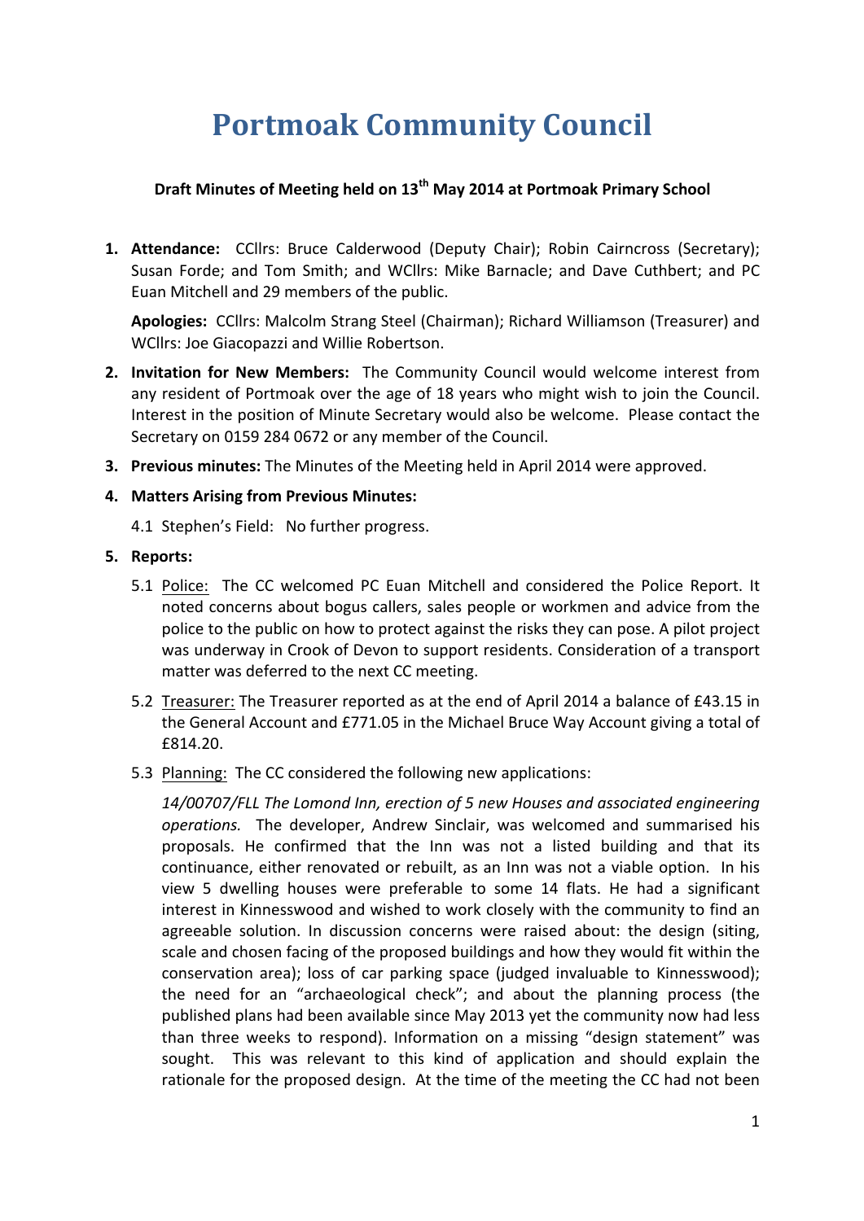# Portmoak Community Council

**Draft Minutes of Meeting held on 13th May 2014 at Portmoak Primary School**

1. **Attendance:** CCllrs: Bruce Calderwood (Deputy Chair); Robin Cairncross (Secretary); Susan Forde; and Tom Smith; and WCllrs: Mike Barnacle; and Dave Cuthbert; and PC Euan Mitchell and 29 members of the public.

   **Apologies:** CCllrs: Malcolm Strang Steel (Chairman); Richard Williamson (Treasurer) and WCllrs: Joe Giacopazzi and Willie Robertson.

2. **Invitation for New Members:** The Community Council would welcome interest from any resident of Portmoak over the age of 18 years who might wish to join the Council. Interest in the position of Minute Secretary would also be welcome. Please contact the Secretary on 0159 284 0672 or any member of the Council.

3. **Previous minutes:** The Minutes of the Meeting held in April 2014 were approved.

4. **Matters Arising from Previous Minutes:**

   4.1 Stephen's Field: No further progress.

5. **Reports:**

   5.1 Police: The CC welcomed PC Euan Mitchell and considered the Police Report. It noted concerns about bogus callers, sales people or workmen and advice from the police to the public on how to protect against the risks they can pose. A pilot project was underway in Crook of Devon to support residents. Consideration of a transport matter was deferred to the next CC meeting.

   5.2 Treasurer: The Treasurer reported as at the end of April 2014 a balance of £43.15 in the General Account and £771.05 in the Michael Bruce Way Account giving a total of £814.20.

   5.3 Planning: The CC considered the following new applications:

   *14/00707/FLL The Lomond Inn, erection of 5 new Houses and associated engineering operations.* The developer, Andrew Sinclair, was welcomed and summarised his proposals. He confirmed that the Inn was not a listed building and that its continuance, either renovated or rebuilt, as an Inn was not a viable option. In his view 5 dwelling houses were preferable to some 14 flats. He had a significant interest in Kinnesswood and wished to work closely with the community to find an agreeable solution. In discussion concerns were raised about: the design (siting, scale and chosen facing of the proposed buildings and how they would fit within the conservation area); loss of car parking space (judged invaluable to Kinnesswood); the need for an "archaeological check"; and about the planning process (the published plans had been available since May 2013 yet the community now had less than three weeks to respond). Information on a missing "design statement" was sought. This was relevant to this kind of application and should explain the rationale for the proposed design. At the time of the meeting the CC had not been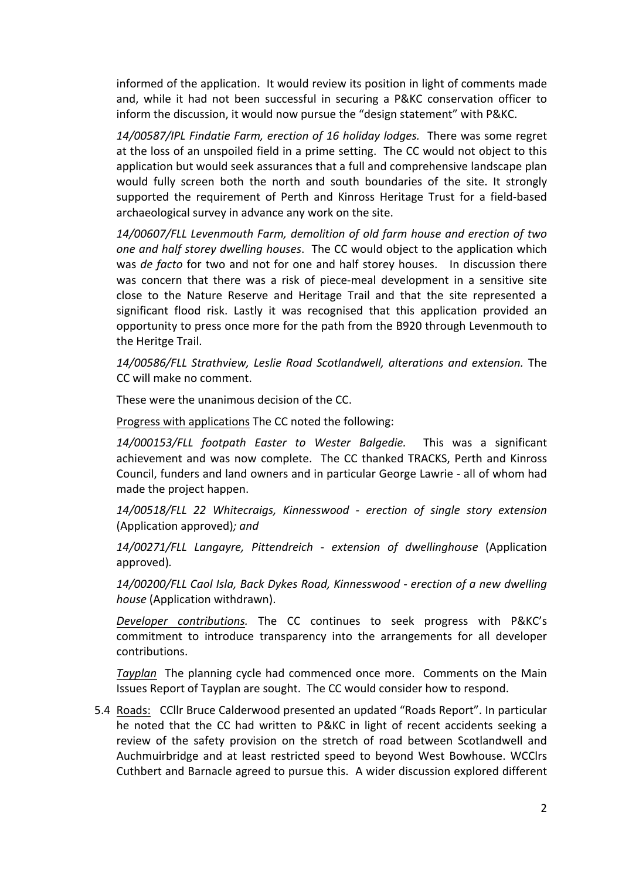informed of the application. It would review its position in light of comments made and, while it had not been successful in securing a P&KC conservation officer to inform the discussion, it would now pursue the "design statement" with P&KC.

*14/00587/IPL Findatie Farm, erection of 16 holiday lodges.* There was some regret at the loss of an unspoiled field in a prime setting. The CC would not object to this application but would seek assurances that a full and comprehensive landscape plan would fully screen both the north and south boundaries of the site. It strongly supported the requirement of Perth and Kinross Heritage Trust for a field-based archaeological survey in advance any work on the site.

*14/00607/FLL Levenmouth Farm, demolition of old farm house and erection of two one and half storey dwelling houses*. The CC would object to the application which was *de facto* for two and not for one and half storey houses. In discussion there was concern that there was a risk of piece-meal development in a sensitive site close to the Nature Reserve and Heritage Trail and that the site represented a significant flood risk. Lastly it was recognised that this application provided an opportunity to press once more for the path from the B920 through Levenmouth to the Heritge Trail.

*14/00586/FLL Strathview, Leslie Road Scotlandwell, alterations and extension.* The CC will make no comment.

These were the unanimous decision of the CC.

Progress with applications The CC noted the following:

*14/000153/FLL footpath Easter to Wester Balgedie.* This was a significant achievement and was now complete. The CC thanked TRACKS, Perth and Kinross Council, funders and land owners and in particular George Lawrie - all of whom had made the project happen.

*14/00518/FLL 22 Whitecraigs, Kinnesswood - erection of single story extension* (Application approved)*; and*

*14/00271/FLL Langayre, Pittendreich - extension of dwellinghouse* (Application approved)*.*

*14/00200/FLL Caol Isla, Back Dykes Road, Kinnesswood - erection of a new dwelling house* (Application withdrawn).

*Developer contributions.* The CC continues to seek progress with P&KC's commitment to introduce transparency into the arrangements for all developer contributions.

*Tayplan* The planning cycle had commenced once more. Comments on the Main Issues Report of Tayplan are sought. The CC would consider how to respond.

5.4 Roads: CCllr Bruce Calderwood presented an updated "Roads Report". In particular he noted that the CC had written to P&KC in light of recent accidents seeking a review of the safety provision on the stretch of road between Scotlandwell and Auchmuirbridge and at least restricted speed to beyond West Bowhouse. WCClrs Cuthbert and Barnacle agreed to pursue this. A wider discussion explored different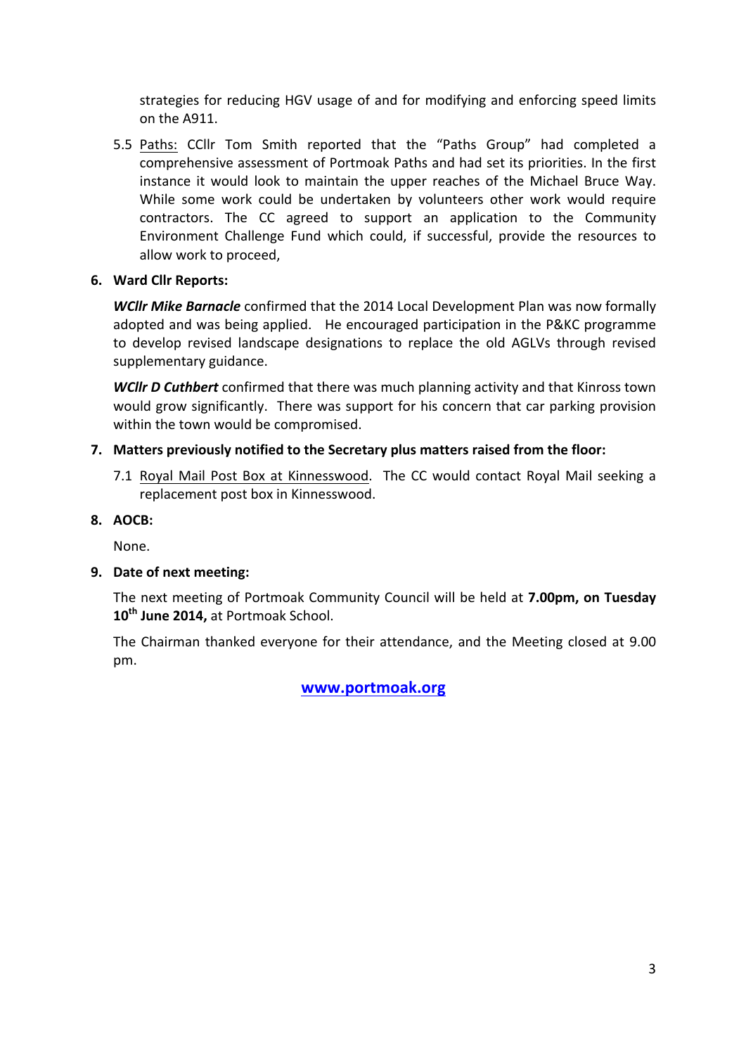strategies for reducing HGV usage of and for modifying and enforcing speed limits on the A911.

5.5 <u>Paths:</u> CCllr Tom Smith reported that the "Paths Group" had completed a comprehensive assessment of Portmoak Paths and had set its priorities. In the first instance it would look to maintain the upper reaches of the Michael Bruce Way. While some work could be undertaken by volunteers other work would require contractors. The CC agreed to support an application to the Community Environment Challenge Fund which could, if successful, provide the resources to allow work to proceed,

**6. Ward Cllr Reports:**

***WCllr Mike Barnacle*** confirmed that the 2014 Local Development Plan was now formally adopted and was being applied. He encouraged participation in the P&KC programme to develop revised landscape designations to replace the old AGLVs through revised supplementary guidance.

***WCllr D Cuthbert*** confirmed that there was much planning activity and that Kinross town would grow significantly. There was support for his concern that car parking provision within the town would be compromised.

**7. Matters previously notified to the Secretary plus matters raised from the floor:**

7.1 <u>Royal Mail Post Box at Kinnesswood</u>. The CC would contact Royal Mail seeking a replacement post box in Kinnesswood.

**8. AOCB:**

None.

**9. Date of next meeting:**

The next meeting of Portmoak Community Council will be held at **7.00pm, on Tuesday 10th June 2014,** at Portmoak School.

The Chairman thanked everyone for their attendance, and the Meeting closed at 9.00 pm.

**www.portmoak.org**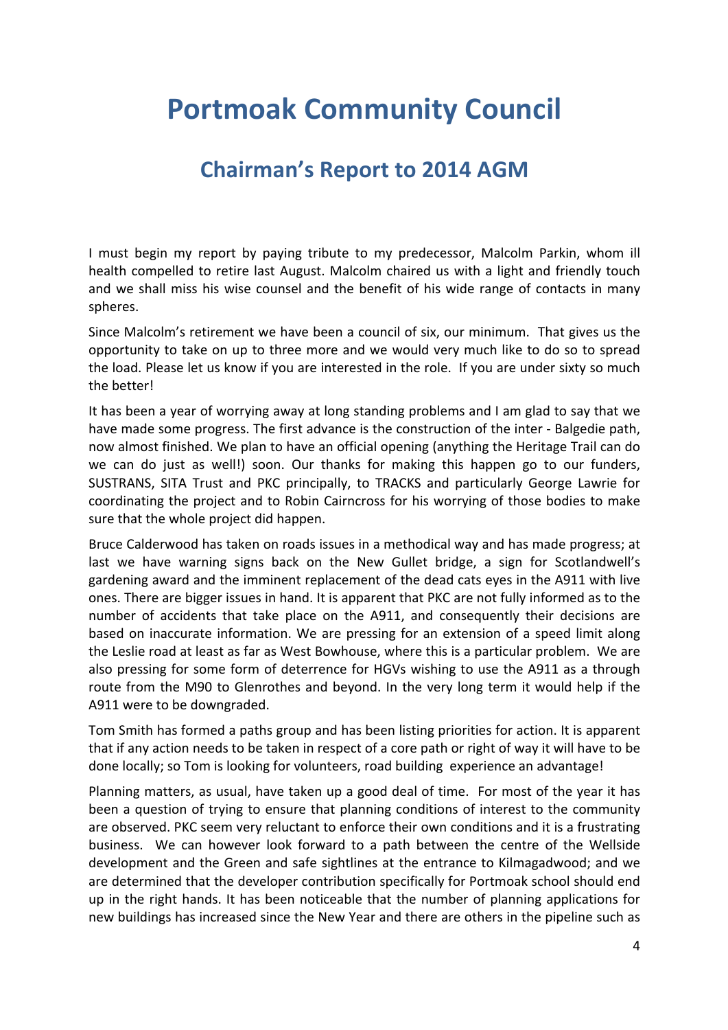# Portmoak Community Council

## Chairman's Report to 2014 AGM

I must begin my report by paying tribute to my predecessor, Malcolm Parkin, whom ill health compelled to retire last August. Malcolm chaired us with a light and friendly touch and we shall miss his wise counsel and the benefit of his wide range of contacts in many spheres.

Since Malcolm's retirement we have been a council of six, our minimum. That gives us the opportunity to take on up to three more and we would very much like to do so to spread the load. Please let us know if you are interested in the role. If you are under sixty so much the better!

It has been a year of worrying away at long standing problems and I am glad to say that we have made some progress. The first advance is the construction of the inter - Balgedie path, now almost finished. We plan to have an official opening (anything the Heritage Trail can do we can do just as well!) soon. Our thanks for making this happen go to our funders, SUSTRANS, SITA Trust and PKC principally, to TRACKS and particularly George Lawrie for coordinating the project and to Robin Cairncross for his worrying of those bodies to make sure that the whole project did happen.

Bruce Calderwood has taken on roads issues in a methodical way and has made progress; at last we have warning signs back on the New Gullet bridge, a sign for Scotlandwell's gardening award and the imminent replacement of the dead cats eyes in the A911 with live ones. There are bigger issues in hand. It is apparent that PKC are not fully informed as to the number of accidents that take place on the A911, and consequently their decisions are based on inaccurate information. We are pressing for an extension of a speed limit along the Leslie road at least as far as West Bowhouse, where this is a particular problem. We are also pressing for some form of deterrence for HGVs wishing to use the A911 as a through route from the M90 to Glenrothes and beyond. In the very long term it would help if the A911 were to be downgraded.

Tom Smith has formed a paths group and has been listing priorities for action. It is apparent that if any action needs to be taken in respect of a core path or right of way it will have to be done locally; so Tom is looking for volunteers, road building experience an advantage!

Planning matters, as usual, have taken up a good deal of time. For most of the year it has been a question of trying to ensure that planning conditions of interest to the community are observed. PKC seem very reluctant to enforce their own conditions and it is a frustrating business. We can however look forward to a path between the centre of the Wellside development and the Green and safe sightlines at the entrance to Kilmagadwood; and we are determined that the developer contribution specifically for Portmoak school should end up in the right hands. It has been noticeable that the number of planning applications for new buildings has increased since the New Year and there are others in the pipeline such as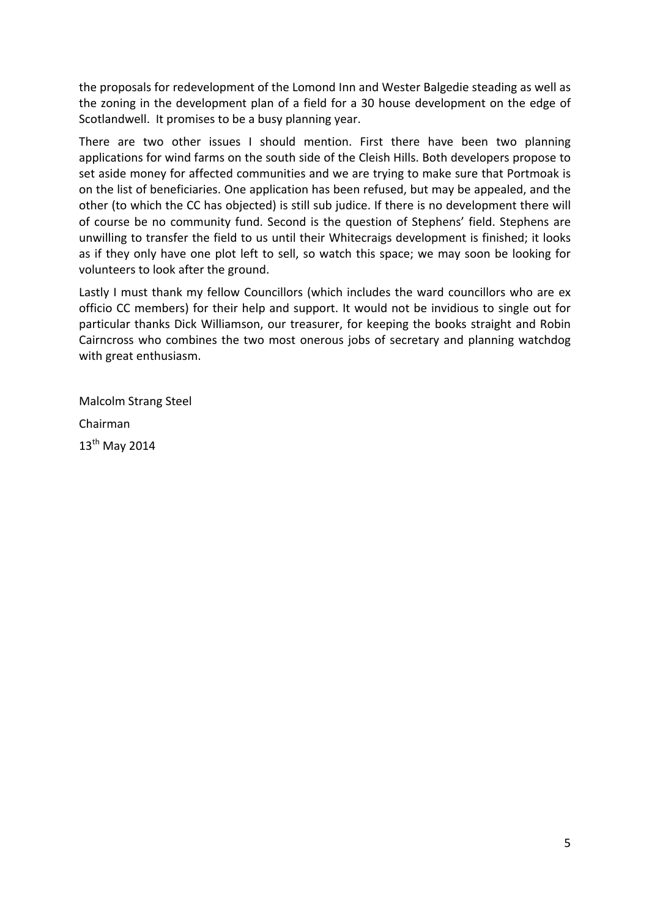the proposals for redevelopment of the Lomond Inn and Wester Balgedie steading as well as the zoning in the development plan of a field for a 30 house development on the edge of Scotlandwell. It promises to be a busy planning year.

There are two other issues I should mention. First there have been two planning applications for wind farms on the south side of the Cleish Hills. Both developers propose to set aside money for affected communities and we are trying to make sure that Portmoak is on the list of beneficiaries. One application has been refused, but may be appealed, and the other (to which the CC has objected) is still sub judice. If there is no development there will of course be no community fund. Second is the question of Stephens' field. Stephens are unwilling to transfer the field to us until their Whitecraigs development is finished; it looks as if they only have one plot left to sell, so watch this space; we may soon be looking for volunteers to look after the ground.

Lastly I must thank my fellow Councillors (which includes the ward councillors who are ex officio CC members) for their help and support. It would not be invidious to single out for particular thanks Dick Williamson, our treasurer, for keeping the books straight and Robin Cairncross who combines the two most onerous jobs of secretary and planning watchdog with great enthusiasm.

Malcolm Strang Steel

Chairman

13th May 2014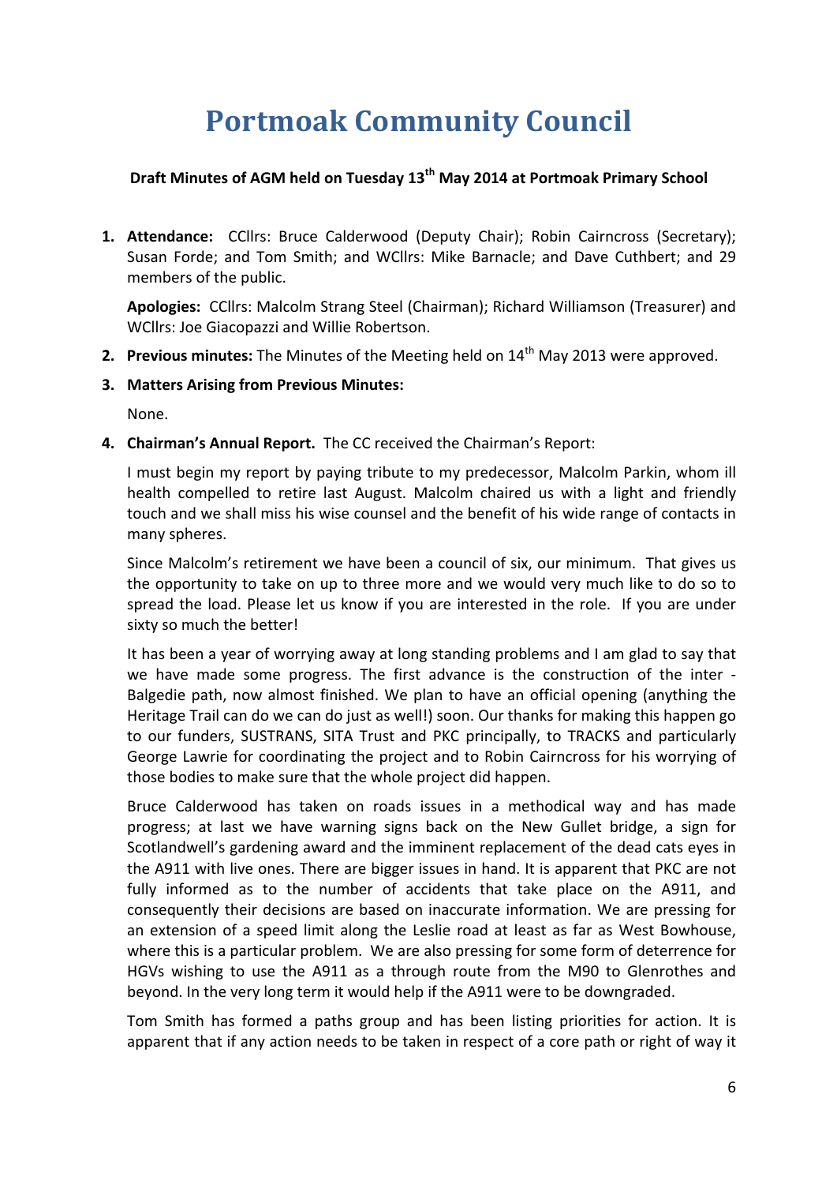# Portmoak Community Council

**Draft Minutes of AGM held on Tuesday 13th May 2014 at Portmoak Primary School**

1. **Attendance:** CCllrs: Bruce Calderwood (Deputy Chair); Robin Cairncross (Secretary); Susan Forde; and Tom Smith; and WCllrs: Mike Barnacle; and Dave Cuthbert; and 29 members of the public.

   **Apologies:** CCllrs: Malcolm Strang Steel (Chairman); Richard Williamson (Treasurer) and WCllrs: Joe Giacopazzi and Willie Robertson.

2. **Previous minutes:** The Minutes of the Meeting held on 14th May 2013 were approved.

3. **Matters Arising from Previous Minutes:**

   None.

4. **Chairman's Annual Report.** The CC received the Chairman's Report:

   I must begin my report by paying tribute to my predecessor, Malcolm Parkin, whom ill health compelled to retire last August. Malcolm chaired us with a light and friendly touch and we shall miss his wise counsel and the benefit of his wide range of contacts in many spheres.

   Since Malcolm's retirement we have been a council of six, our minimum. That gives us the opportunity to take on up to three more and we would very much like to do so to spread the load. Please let us know if you are interested in the role. If you are under sixty so much the better!

   It has been a year of worrying away at long standing problems and I am glad to say that we have made some progress. The first advance is the construction of the inter - Balgedie path, now almost finished. We plan to have an official opening (anything the Heritage Trail can do we can do just as well!) soon. Our thanks for making this happen go to our funders, SUSTRANS, SITA Trust and PKC principally, to TRACKS and particularly George Lawrie for coordinating the project and to Robin Cairncross for his worrying of those bodies to make sure that the whole project did happen.

   Bruce Calderwood has taken on roads issues in a methodical way and has made progress; at last we have warning signs back on the New Gullet bridge, a sign for Scotlandwell's gardening award and the imminent replacement of the dead cats eyes in the A911 with live ones. There are bigger issues in hand. It is apparent that PKC are not fully informed as to the number of accidents that take place on the A911, and consequently their decisions are based on inaccurate information. We are pressing for an extension of a speed limit along the Leslie road at least as far as West Bowhouse, where this is a particular problem. We are also pressing for some form of deterrence for HGVs wishing to use the A911 as a through route from the M90 to Glenrothes and beyond. In the very long term it would help if the A911 were to be downgraded.

   Tom Smith has formed a paths group and has been listing priorities for action. It is apparent that if any action needs to be taken in respect of a core path or right of way it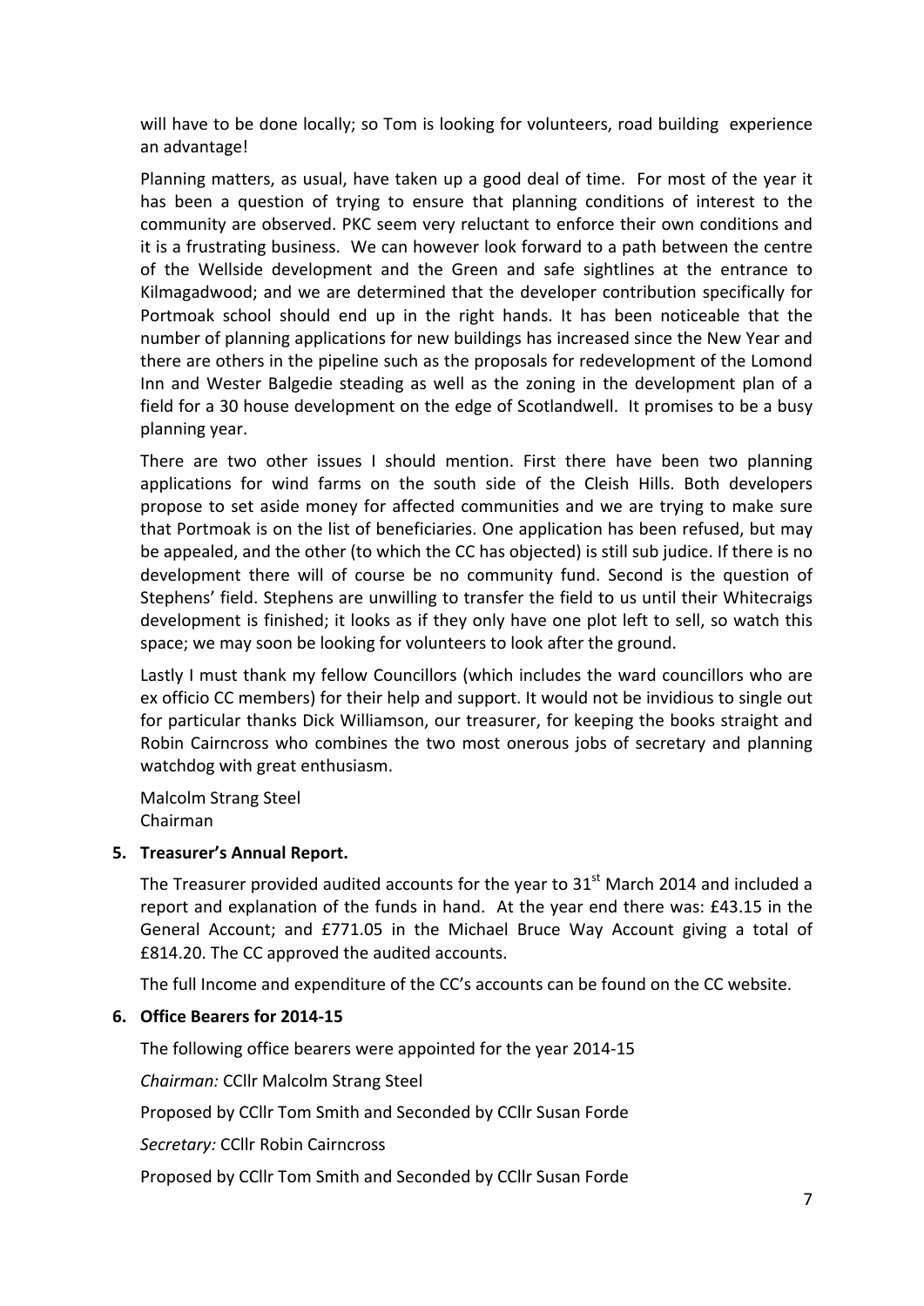will have to be done locally; so Tom is looking for volunteers, road building experience an advantage!

Planning matters, as usual, have taken up a good deal of time. For most of the year it has been a question of trying to ensure that planning conditions of interest to the community are observed. PKC seem very reluctant to enforce their own conditions and it is a frustrating business. We can however look forward to a path between the centre of the Wellside development and the Green and safe sightlines at the entrance to Kilmagadwood; and we are determined that the developer contribution specifically for Portmoak school should end up in the right hands. It has been noticeable that the number of planning applications for new buildings has increased since the New Year and there are others in the pipeline such as the proposals for redevelopment of the Lomond Inn and Wester Balgedie steading as well as the zoning in the development plan of a field for a 30 house development on the edge of Scotlandwell. It promises to be a busy planning year.

There are two other issues I should mention. First there have been two planning applications for wind farms on the south side of the Cleish Hills. Both developers propose to set aside money for affected communities and we are trying to make sure that Portmoak is on the list of beneficiaries. One application has been refused, but may be appealed, and the other (to which the CC has objected) is still sub judice. If there is no development there will of course be no community fund. Second is the question of Stephens' field. Stephens are unwilling to transfer the field to us until their Whitecraigs development is finished; it looks as if they only have one plot left to sell, so watch this space; we may soon be looking for volunteers to look after the ground.

Lastly I must thank my fellow Councillors (which includes the ward councillors who are ex officio CC members) for their help and support. It would not be invidious to single out for particular thanks Dick Williamson, our treasurer, for keeping the books straight and Robin Cairncross who combines the two most onerous jobs of secretary and planning watchdog with great enthusiasm.

Malcolm Strang Steel
Chairman

**5. Treasurer's Annual Report.**

The Treasurer provided audited accounts for the year to 31st March 2014 and included a report and explanation of the funds in hand. At the year end there was: £43.15 in the General Account; and £771.05 in the Michael Bruce Way Account giving a total of £814.20. The CC approved the audited accounts.

The full Income and expenditure of the CC's accounts can be found on the CC website.

**6. Office Bearers for 2014-15**

The following office bearers were appointed for the year 2014-15

*Chairman:* CCllr Malcolm Strang Steel

Proposed by CCllr Tom Smith and Seconded by CCllr Susan Forde

*Secretary:* CCllr Robin Cairncross

Proposed by CCllr Tom Smith and Seconded by CCllr Susan Forde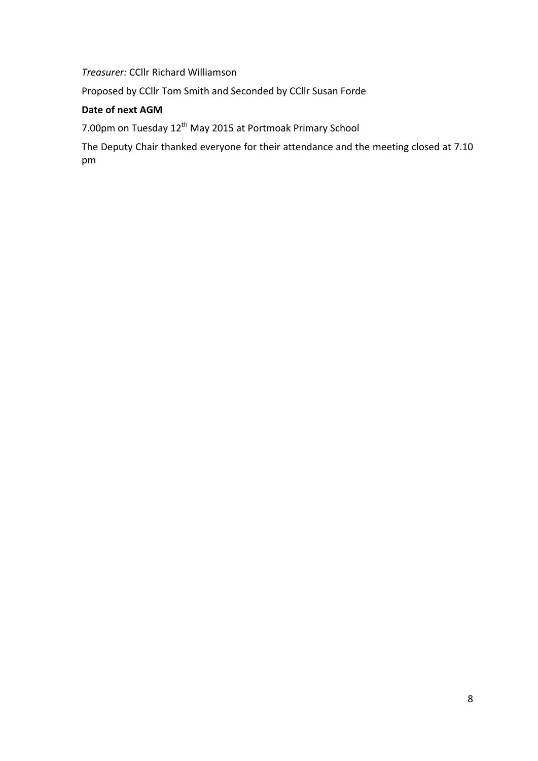*Treasurer:* CCllr Richard Williamson

Proposed by CCllr Tom Smith and Seconded by CCllr Susan Forde

**Date of next AGM**

7.00pm on Tuesday 12th May 2015 at Portmoak Primary School

The Deputy Chair thanked everyone for their attendance and the meeting closed at 7.10 pm